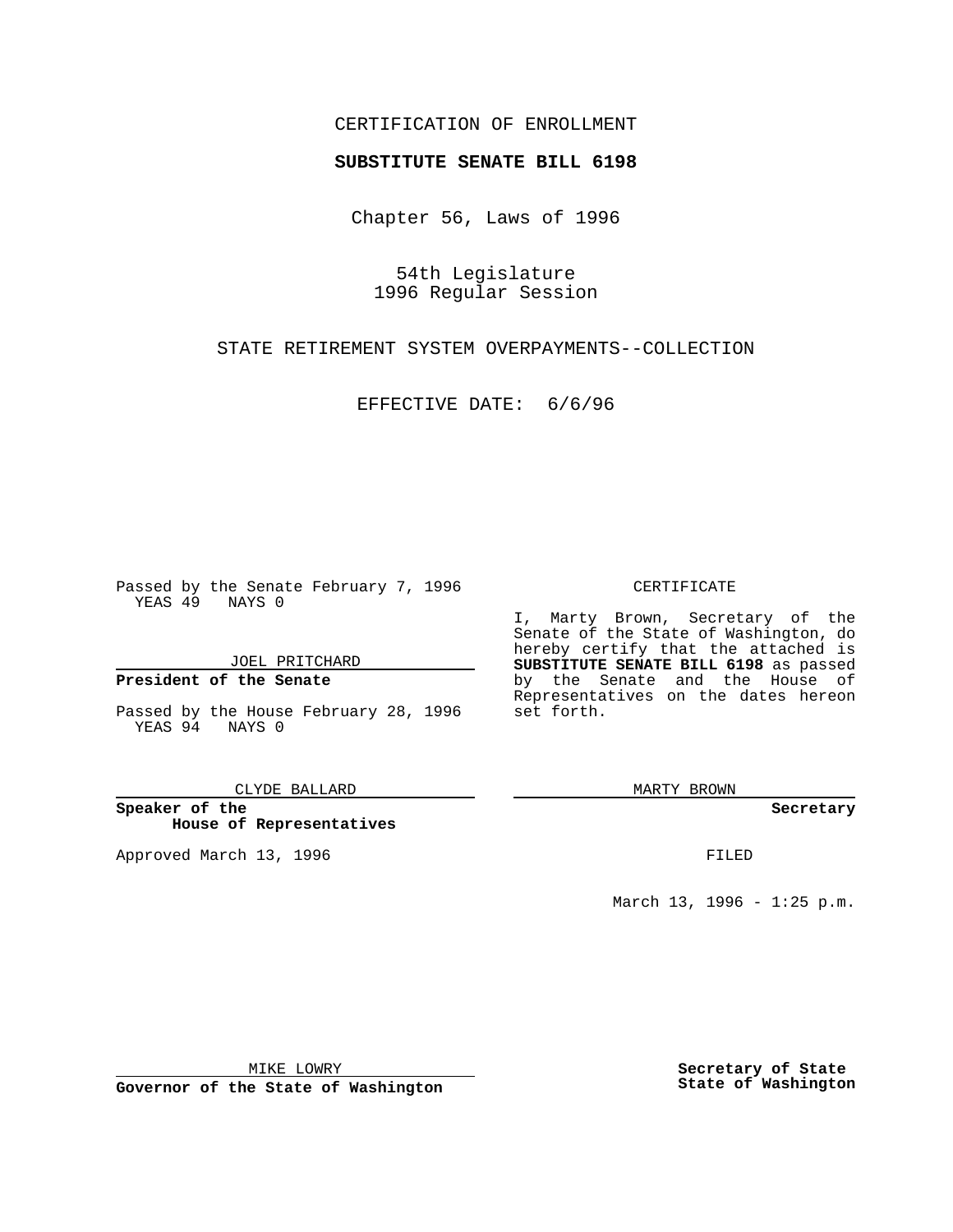CERTIFICATION OF ENROLLMENT

**SUBSTITUTE SENATE BILL 6198**

Chapter 56, Laws of 1996

54th Legislature
1996 Regular Session

STATE RETIREMENT SYSTEM OVERPAYMENTS--COLLECTION

EFFECTIVE DATE: 6/6/96

Passed by the Senate February 7, 1996
YEAS 49 NAYS 0

JOEL PRITCHARD

**President of the Senate**

Passed by the House February 28, 1996
YEAS 94 NAYS 0

CLYDE BALLARD

**Speaker of the House of Representatives**

Approved March 13, 1996

MIKE LOWRY

**Governor of the State of Washington**

CERTIFICATE

I, Marty Brown, Secretary of the Senate of the State of Washington, do hereby certify that the attached is **SUBSTITUTE SENATE BILL 6198** as passed by the Senate and the House of Representatives on the dates hereon set forth.

MARTY BROWN

**Secretary**

FILED

March 13, 1996 - 1:25 p.m.

**Secretary of State**
**State of Washington**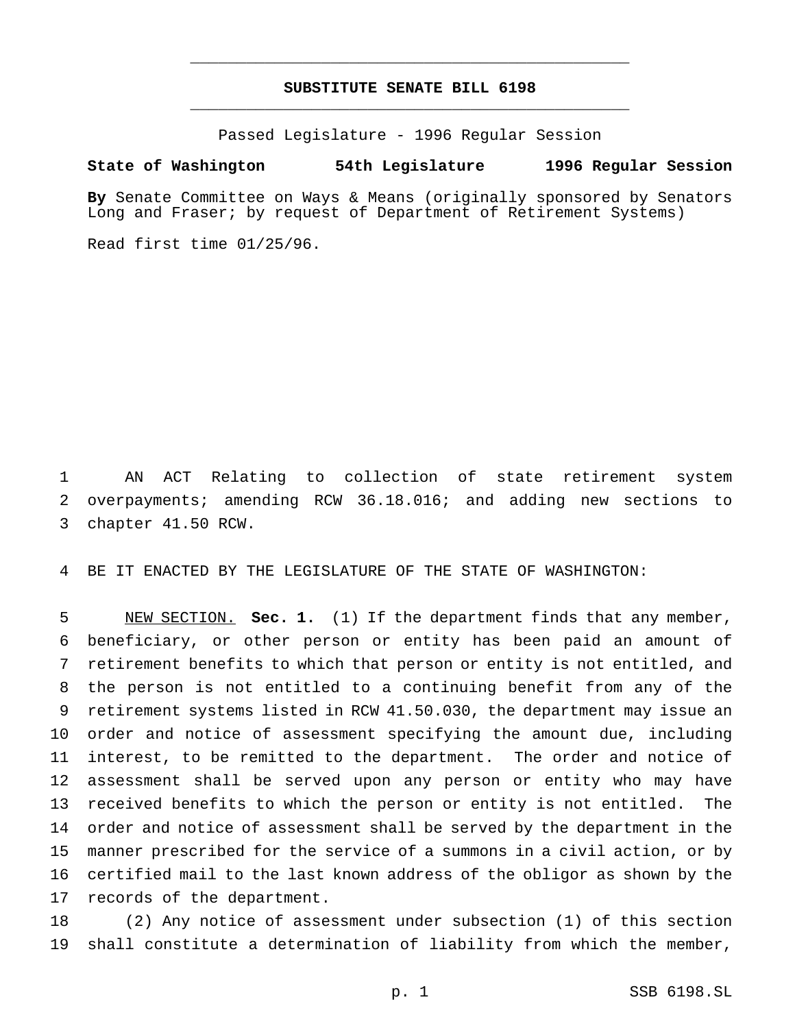# SUBSTITUTE SENATE BILL 6198

Passed Legislature - 1996 Regular Session

**State of Washington 54th Legislature 1996 Regular Session**

**By** Senate Committee on Ways & Means (originally sponsored by Senators Long and Fraser; by request of Department of Retirement Systems)

Read first time 01/25/96.

AN ACT Relating to collection of state retirement system overpayments; amending RCW 36.18.016; and adding new sections to chapter 41.50 RCW.

BE IT ENACTED BY THE LEGISLATURE OF THE STATE OF WASHINGTON:

NEW SECTION. **Sec. 1.** (1) If the department finds that any member, beneficiary, or other person or entity has been paid an amount of retirement benefits to which that person or entity is not entitled, and the person is not entitled to a continuing benefit from any of the retirement systems listed in RCW 41.50.030, the department may issue an order and notice of assessment specifying the amount due, including interest, to be remitted to the department. The order and notice of assessment shall be served upon any person or entity who may have received benefits to which the person or entity is not entitled. The order and notice of assessment shall be served by the department in the manner prescribed for the service of a summons in a civil action, or by certified mail to the last known address of the obligor as shown by the records of the department.

(2) Any notice of assessment under subsection (1) of this section shall constitute a determination of liability from which the member,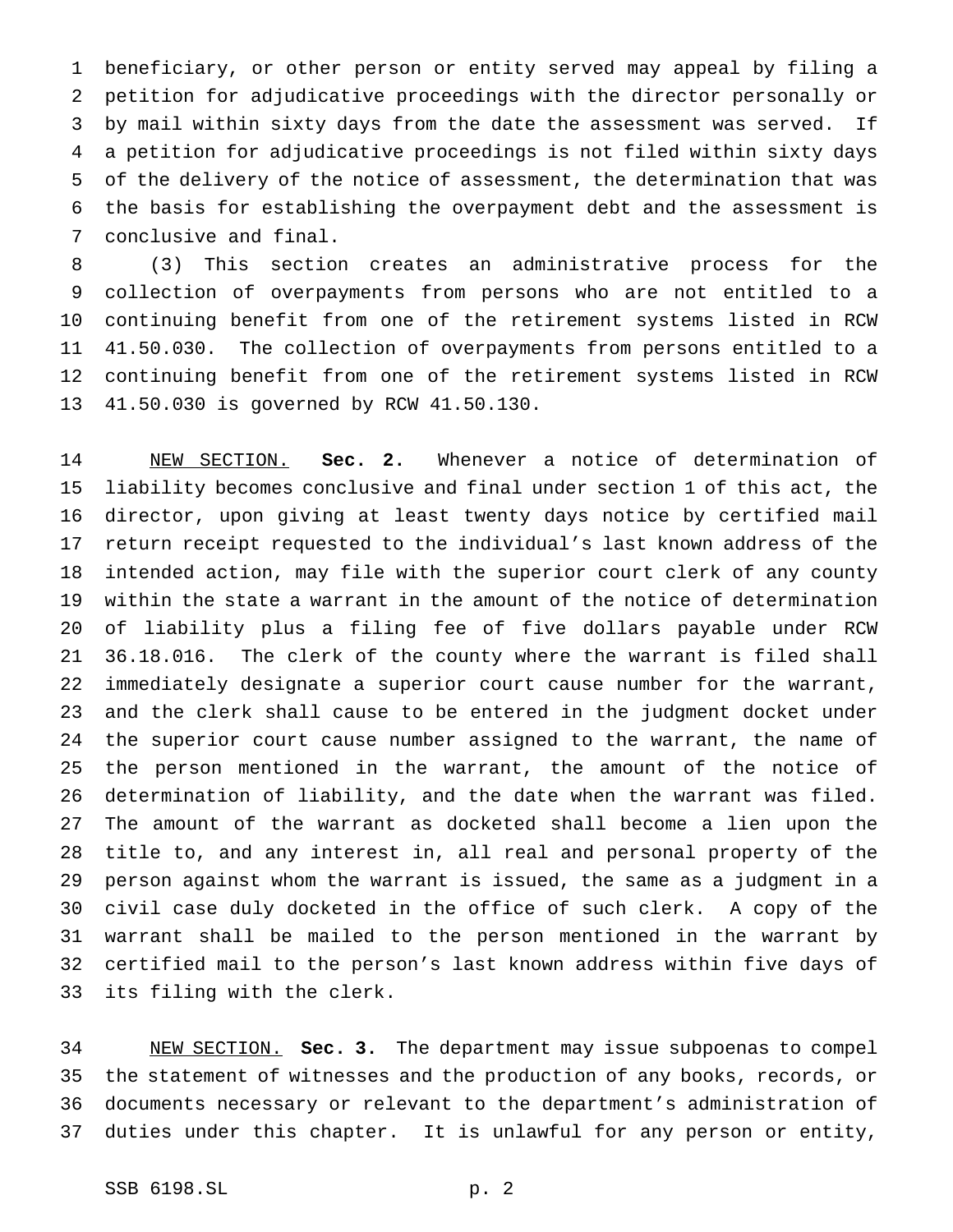beneficiary, or other person or entity served may appeal by filing a petition for adjudicative proceedings with the director personally or by mail within sixty days from the date the assessment was served. If a petition for adjudicative proceedings is not filed within sixty days of the delivery of the notice of assessment, the determination that was the basis for establishing the overpayment debt and the assessment is conclusive and final.

(3) This section creates an administrative process for the collection of overpayments from persons who are not entitled to a continuing benefit from one of the retirement systems listed in RCW 41.50.030. The collection of overpayments from persons entitled to a continuing benefit from one of the retirement systems listed in RCW 41.50.030 is governed by RCW 41.50.130.

NEW SECTION. **Sec. 2.** Whenever a notice of determination of liability becomes conclusive and final under section 1 of this act, the director, upon giving at least twenty days notice by certified mail return receipt requested to the individual's last known address of the intended action, may file with the superior court clerk of any county within the state a warrant in the amount of the notice of determination of liability plus a filing fee of five dollars payable under RCW 36.18.016. The clerk of the county where the warrant is filed shall immediately designate a superior court cause number for the warrant, and the clerk shall cause to be entered in the judgment docket under the superior court cause number assigned to the warrant, the name of the person mentioned in the warrant, the amount of the notice of determination of liability, and the date when the warrant was filed. The amount of the warrant as docketed shall become a lien upon the title to, and any interest in, all real and personal property of the person against whom the warrant is issued, the same as a judgment in a civil case duly docketed in the office of such clerk. A copy of the warrant shall be mailed to the person mentioned in the warrant by certified mail to the person's last known address within five days of its filing with the clerk.

NEW SECTION. **Sec. 3.** The department may issue subpoenas to compel the statement of witnesses and the production of any books, records, or documents necessary or relevant to the department's administration of duties under this chapter. It is unlawful for any person or entity,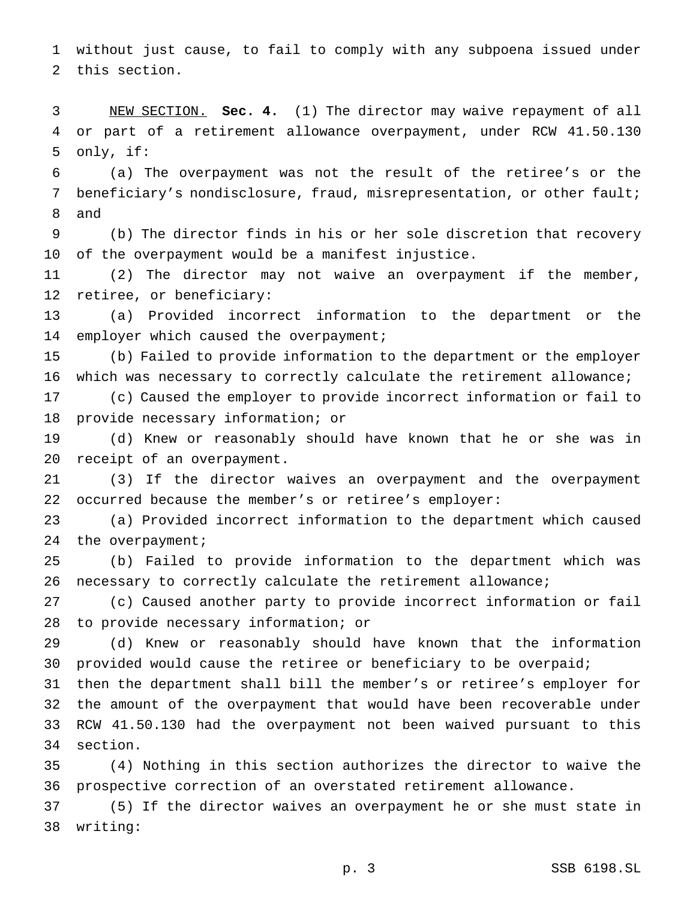without just cause, to fail to comply with any subpoena issued under this section.

NEW SECTION. **Sec. 4.** (1) The director may waive repayment of all or part of a retirement allowance overpayment, under RCW 41.50.130 only, if:

(a) The overpayment was not the result of the retiree's or the beneficiary's nondisclosure, fraud, misrepresentation, or other fault; and

(b) The director finds in his or her sole discretion that recovery of the overpayment would be a manifest injustice.

(2) The director may not waive an overpayment if the member, retiree, or beneficiary:

(a) Provided incorrect information to the department or the employer which caused the overpayment;

(b) Failed to provide information to the department or the employer which was necessary to correctly calculate the retirement allowance;

(c) Caused the employer to provide incorrect information or fail to provide necessary information; or

(d) Knew or reasonably should have known that he or she was in receipt of an overpayment.

(3) If the director waives an overpayment and the overpayment occurred because the member's or retiree's employer:

(a) Provided incorrect information to the department which caused the overpayment;

(b) Failed to provide information to the department which was necessary to correctly calculate the retirement allowance;

(c) Caused another party to provide incorrect information or fail to provide necessary information; or

(d) Knew or reasonably should have known that the information provided would cause the retiree or beneficiary to be overpaid;

then the department shall bill the member's or retiree's employer for the amount of the overpayment that would have been recoverable under RCW 41.50.130 had the overpayment not been waived pursuant to this section.

(4) Nothing in this section authorizes the director to waive the prospective correction of an overstated retirement allowance.

(5) If the director waives an overpayment he or she must state in writing: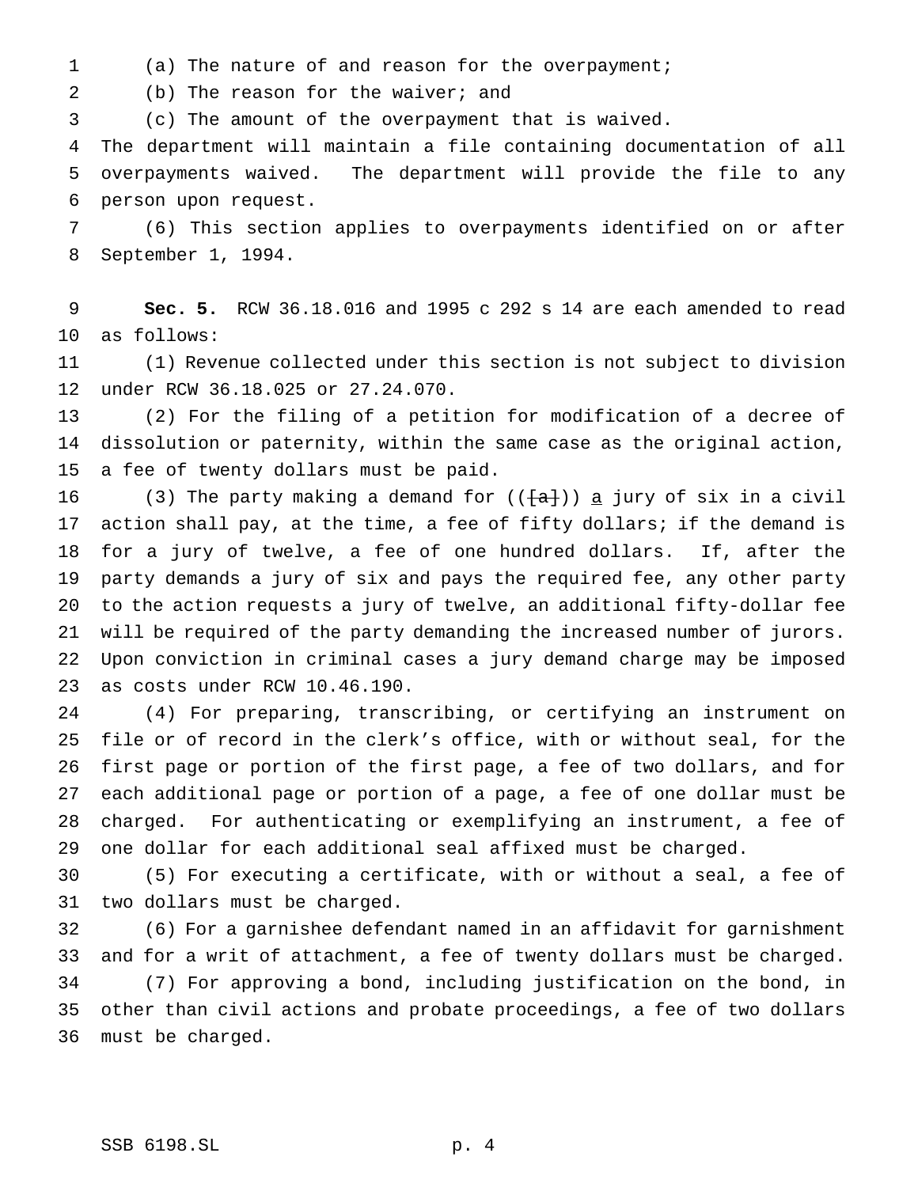(a) The nature of and reason for the overpayment;

(b) The reason for the waiver; and

(c) The amount of the overpayment that is waived.

The department will maintain a file containing documentation of all overpayments waived. The department will provide the file to any person upon request.

(6) This section applies to overpayments identified on or after September 1, 1994.

**Sec. 5.** RCW 36.18.016 and 1995 c 292 s 14 are each amended to read as follows:

(1) Revenue collected under this section is not subject to division under RCW 36.18.025 or 27.24.070.

(2) For the filing of a petition for modification of a decree of dissolution or paternity, within the same case as the original action, a fee of twenty dollars must be paid.

(3) The party making a demand for (([a])) a jury of six in a civil action shall pay, at the time, a fee of fifty dollars; if the demand is for a jury of twelve, a fee of one hundred dollars. If, after the party demands a jury of six and pays the required fee, any other party to the action requests a jury of twelve, an additional fifty-dollar fee will be required of the party demanding the increased number of jurors. Upon conviction in criminal cases a jury demand charge may be imposed as costs under RCW 10.46.190.

(4) For preparing, transcribing, or certifying an instrument on file or of record in the clerk's office, with or without seal, for the first page or portion of the first page, a fee of two dollars, and for each additional page or portion of a page, a fee of one dollar must be charged. For authenticating or exemplifying an instrument, a fee of one dollar for each additional seal affixed must be charged.

(5) For executing a certificate, with or without a seal, a fee of two dollars must be charged.

(6) For a garnishee defendant named in an affidavit for garnishment and for a writ of attachment, a fee of twenty dollars must be charged.

(7) For approving a bond, including justification on the bond, in other than civil actions and probate proceedings, a fee of two dollars must be charged.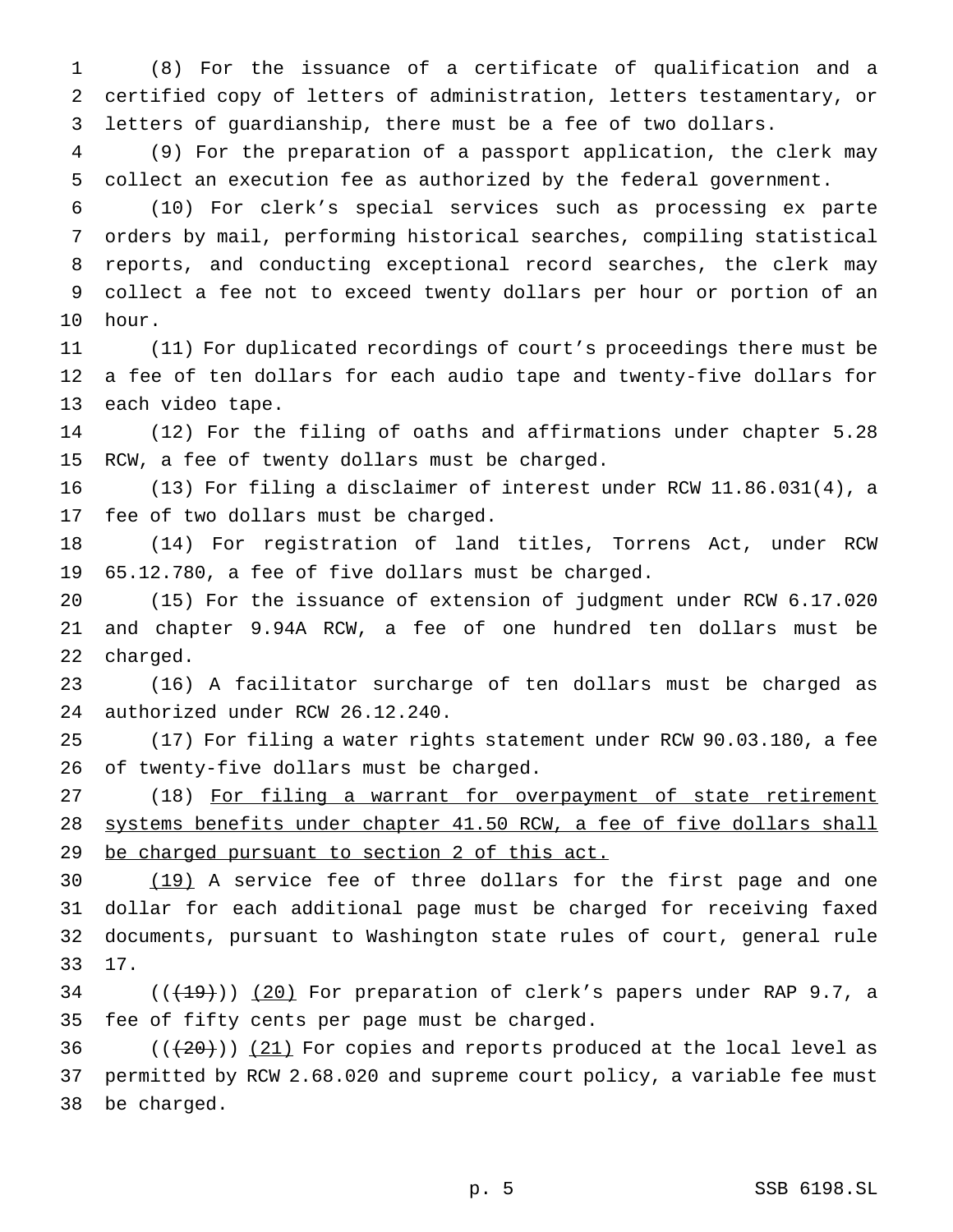(8) For the issuance of a certificate of qualification and a certified copy of letters of administration, letters testamentary, or letters of guardianship, there must be a fee of two dollars.

(9) For the preparation of a passport application, the clerk may collect an execution fee as authorized by the federal government.

(10) For clerk's special services such as processing ex parte orders by mail, performing historical searches, compiling statistical reports, and conducting exceptional record searches, the clerk may collect a fee not to exceed twenty dollars per hour or portion of an hour.

(11) For duplicated recordings of court's proceedings there must be a fee of ten dollars for each audio tape and twenty-five dollars for each video tape.

(12) For the filing of oaths and affirmations under chapter 5.28 RCW, a fee of twenty dollars must be charged.

(13) For filing a disclaimer of interest under RCW 11.86.031(4), a fee of two dollars must be charged.

(14) For registration of land titles, Torrens Act, under RCW 65.12.780, a fee of five dollars must be charged.

(15) For the issuance of extension of judgment under RCW 6.17.020 and chapter 9.94A RCW, a fee of one hundred ten dollars must be charged.

(16) A facilitator surcharge of ten dollars must be charged as authorized under RCW 26.12.240.

(17) For filing a water rights statement under RCW 90.03.180, a fee of twenty-five dollars must be charged.

(18) <u>For filing a warrant for overpayment of state retirement systems benefits under chapter 41.50 RCW, a fee of five dollars shall be charged pursuant to section 2 of this act.</u>

<u>(19)</u> A service fee of three dollars for the first page and one dollar for each additional page must be charged for receiving faxed documents, pursuant to Washington state rules of court, general rule 17.

((~~(19)~~)) <u>(20)</u> For preparation of clerk's papers under RAP 9.7, a fee of fifty cents per page must be charged.

((~~(20)~~)) <u>(21)</u> For copies and reports produced at the local level as permitted by RCW 2.68.020 and supreme court policy, a variable fee must be charged.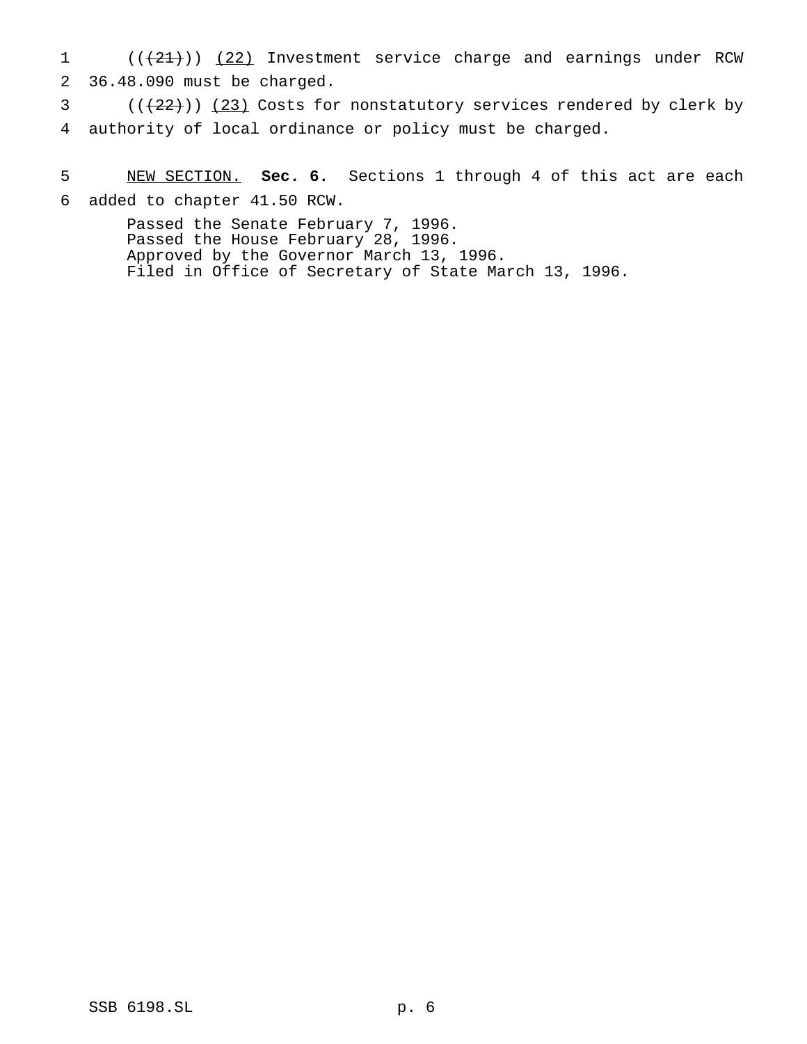((~~(21)~~)) <u>(22)</u> Investment service charge and earnings under RCW 36.48.090 must be charged.

((~~(22)~~)) <u>(23)</u> Costs for nonstatutory services rendered by clerk by authority of local ordinance or policy must be charged.

<u>NEW SECTION.</u> **Sec. 6.** Sections 1 through 4 of this act are each added to chapter 41.50 RCW.

Passed the Senate February 7, 1996.
Passed the House February 28, 1996.
Approved by the Governor March 13, 1996.
Filed in Office of Secretary of State March 13, 1996.